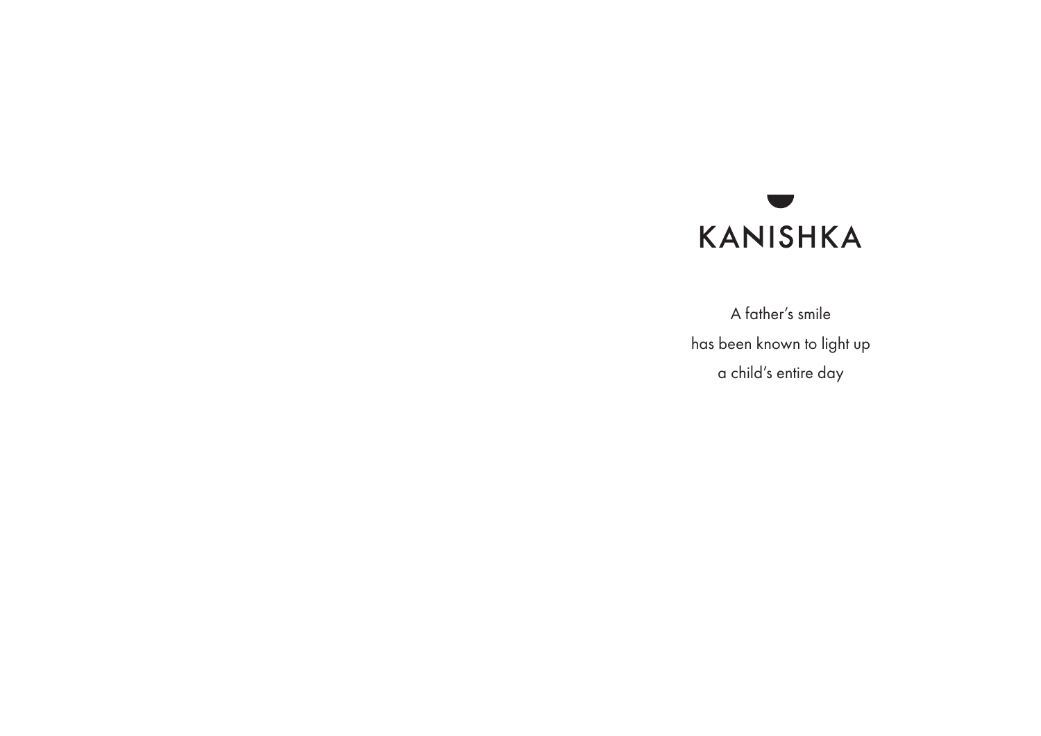# KANISHKA

A father's smile
has been known to light up
a child's entire day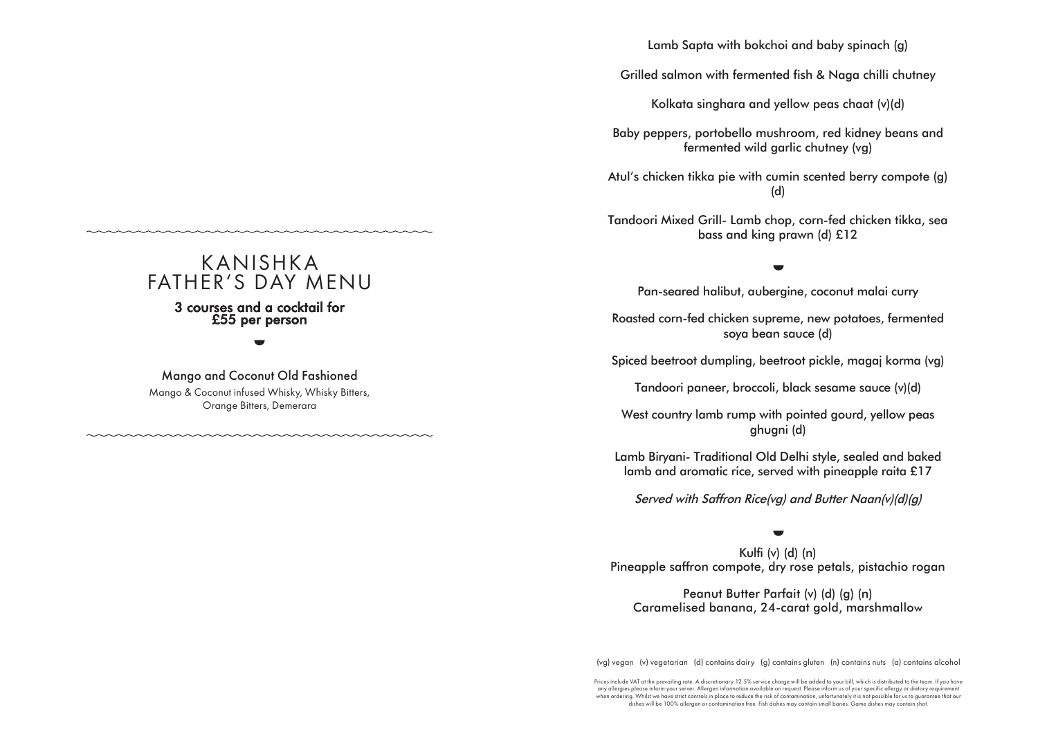# KANISHKA FATHER'S DAY MENU

**3 courses and a cocktail for £55 per person**

Mango and Coconut Old Fashioned

Mango & Coconut infused Whisky, Whisky Bitters, Orange Bitters, Demerara

Lamb Sapta with bokchoi and baby spinach (g)

Grilled salmon with fermented fish & Naga chilli chutney

Kolkata singhara and yellow peas chaat (v)(d)

Baby peppers, portobello mushroom, red kidney beans and fermented wild garlic chutney (vg)

Atul's chicken tikka pie with cumin scented berry compote (g) (d)

Tandoori Mixed Grill- Lamb chop, corn-fed chicken tikka, sea bass and king prawn (d) £12

Pan-seared halibut, aubergine, coconut malai curry

Roasted corn-fed chicken supreme, new potatoes, fermented soya bean sauce (d)

Spiced beetroot dumpling, beetroot pickle, magaj korma (vg)

Tandoori paneer, broccoli, black sesame sauce (v)(d)

West country lamb rump with pointed gourd, yellow peas ghugni (d)

Lamb Biryani- Traditional Old Delhi style, sealed and baked lamb and aromatic rice, served with pineapple raita £17

*Served with Saffron Rice(vg) and Butter Naan(v)(d)(g)*

Kulfi (v) (d) (n)
Pineapple saffron compote, dry rose petals, pistachio rogan

Peanut Butter Parfait (v) (d) (g) (n)
Caramelised banana, 24-carat gold, marshmallow

(vg) vegan (v) vegetarian (d) contains dairy (g) contains gluten (n) contains nuts (a) contains alcohol

Prices include VAT at the prevailing rate. A discretionary 12.5% service charge will be added to your bill, which is distributed to the team. If you have any allergies please inform your server. Allergen information available on request. Please inform us of your specific allergy or dietary requirement when ordering. Whilst we have strict controls in place to reduce the risk of contamination, unfortunately it is not possible for us to guarantee that our dishes will be 100% allergen or contamination free. Fish dishes may contain small bones. Game dishes may contain shot.